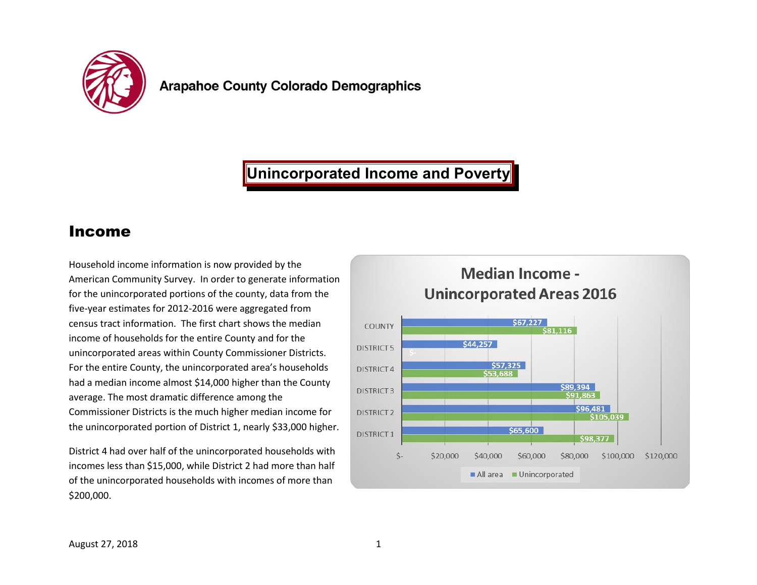Arapahoe County Colorado Demographics

# Unincorporated Income and Poverty

## Income

Household income information is now provided by the American Community Survey. In order to generate information for the unincorporated portions of the county, data from the five-year estimates for 2012-2016 were aggregated from census tract information. The first chart shows the median income of households for the entire County and for the unincorporated areas within County Commissioner Districts. For the entire County, the unincorporated area's households had a median income almost $14,000 higher than the County average. The most dramatic difference among the Commissioner Districts is the much higher median income for the unincorporated portion of District 1, nearly $33,000 higher.

District 4 had over half of the unincorporated households with incomes less than $15,000, while District 2 had more than half of the unincorporated households with incomes of more than $200,000.

**Median Income - Unincorporated Areas 2016**

| | All area | Unincorporated |
|---|---|---|
| COUNTY | $67,227 | $81,116 |
| DISTRICT 5 | $44,257 | $- |
| DISTRICT 4 | $57,325 | $53,688 |
| DISTRICT 3 | $89,394 | $91,863 |
| DISTRICT 2 | $96,481 | $105,039 |
| DISTRICT 1 | $65,600 | $98,377 |

August 27, 2018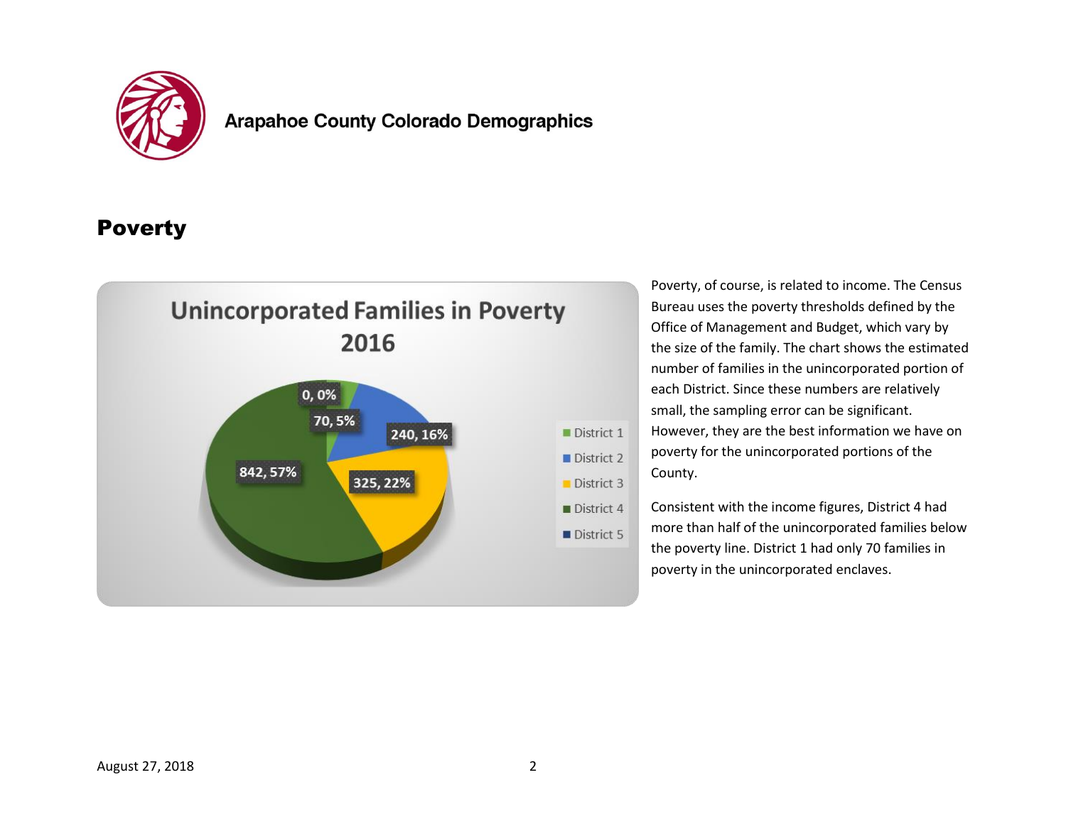Arapahoe County Colorado Demographics

## Poverty

**Unincorporated Families in Poverty 2016**

| District | Families | Percent |
|---|---|---|
| District 1 | 70 | 5% |
| District 2 | 240 | 16% |
| District 3 | 325 | 22% |
| District 4 | 842 | 57% |
| District 5 | 0 | 0% |

Poverty, of course, is related to income. The Census Bureau uses the poverty thresholds defined by the Office of Management and Budget, which vary by the size of the family. The chart shows the estimated number of families in the unincorporated portion of each District. Since these numbers are relatively small, the sampling error can be significant. However, they are the best information we have on poverty for the unincorporated portions of the County.

Consistent with the income figures, District 4 had more than half of the unincorporated families below the poverty line. District 1 had only 70 families in poverty in the unincorporated enclaves.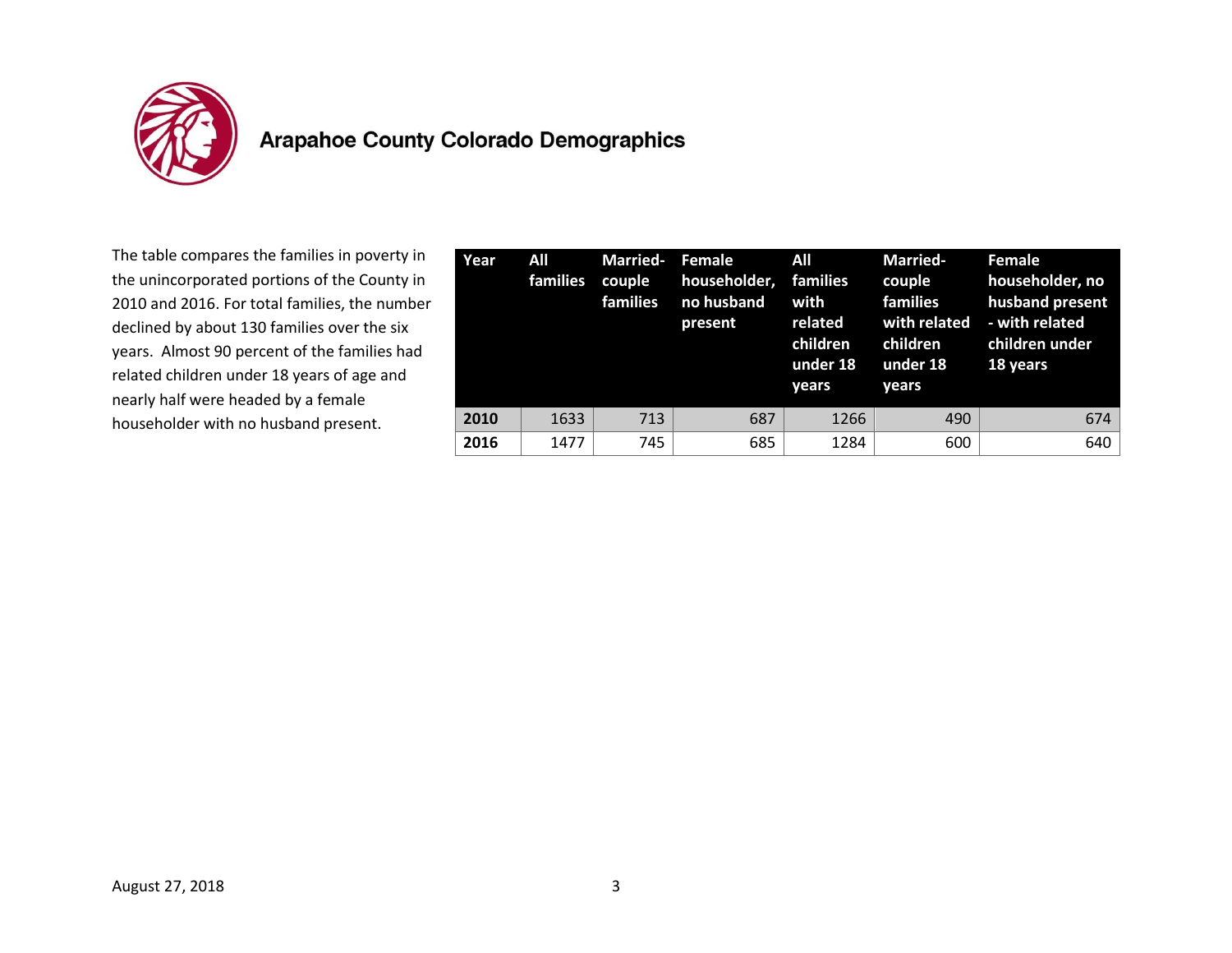# Arapahoe County Colorado Demographics

The table compares the families in poverty in the unincorporated portions of the County in 2010 and 2016. For total families, the number declined by about 130 families over the six years. Almost 90 percent of the families had related children under 18 years of age and nearly half were headed by a female householder with no husband present.

| Year | All families | Married-couple families | Female householder, no husband present | All families with related children under 18 years | Married-couple families with related children under 18 years | Female householder, no husband present - with related children under 18 years |
|---|---|---|---|---|---|---|
| **2010** | 1633 | 713 | 687 | 1266 | 490 | 674 |
| **2016** | 1477 | 745 | 685 | 1284 | 600 | 640 |

August 27, 2018